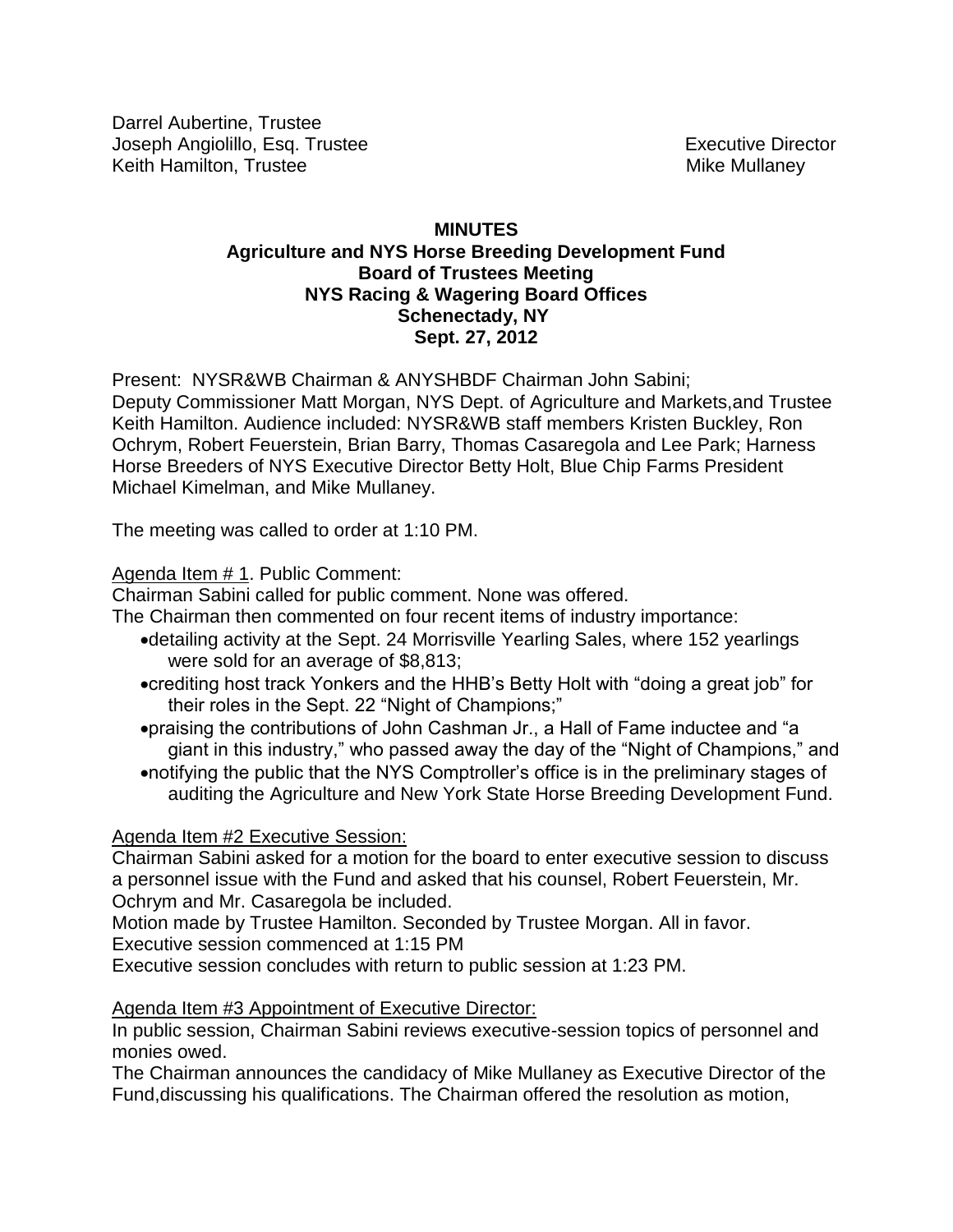Darrel Aubertine, Trustee
Joseph Angiolillo, Esq. Trustee
Keith Hamilton, Trustee

Executive Director
Mike Mullaney

**MINUTES**
**Agriculture and NYS Horse Breeding Development Fund**
**Board of Trustees Meeting**
**NYS Racing & Wagering Board Offices**
**Schenectady, NY**
**Sept. 27, 2012**

Present: NYSR&WB Chairman & ANYSHBDF Chairman John Sabini; Deputy Commissioner Matt Morgan, NYS Dept. of Agriculture and Markets,and Trustee Keith Hamilton. Audience included: NYSR&WB staff members Kristen Buckley, Ron Ochrym, Robert Feuerstein, Brian Barry, Thomas Casaregola and Lee Park; Harness Horse Breeders of NYS Executive Director Betty Holt, Blue Chip Farms President Michael Kimelman, and Mike Mullaney.

The meeting was called to order at 1:10 PM.

Agenda Item # 1. Public Comment:
Chairman Sabini called for public comment. None was offered.
The Chairman then commented on four recent items of industry importance:

- detailing activity at the Sept. 24 Morrisville Yearling Sales, where 152 yearlings were sold for an average of $8,813;
- crediting host track Yonkers and the HHB's Betty Holt with "doing a great job" for their roles in the Sept. 22 "Night of Champions;"
- praising the contributions of John Cashman Jr., a Hall of Fame inductee and "a giant in this industry," who passed away the day of the "Night of Champions," and
- notifying the public that the NYS Comptroller's office is in the preliminary stages of auditing the Agriculture and New York State Horse Breeding Development Fund.

Agenda Item #2 Executive Session:
Chairman Sabini asked for a motion for the board to enter executive session to discuss a personnel issue with the Fund and asked that his counsel, Robert Feuerstein, Mr. Ochrym and Mr. Casaregola be included.
Motion made by Trustee Hamilton. Seconded by Trustee Morgan. All in favor.
Executive session commenced at 1:15 PM
Executive session concludes with return to public session at 1:23 PM.

Agenda Item #3 Appointment of Executive Director:
In public session, Chairman Sabini reviews executive-session topics of personnel and monies owed.
The Chairman announces the candidacy of Mike Mullaney as Executive Director of the Fund,discussing his qualifications. The Chairman offered the resolution as motion,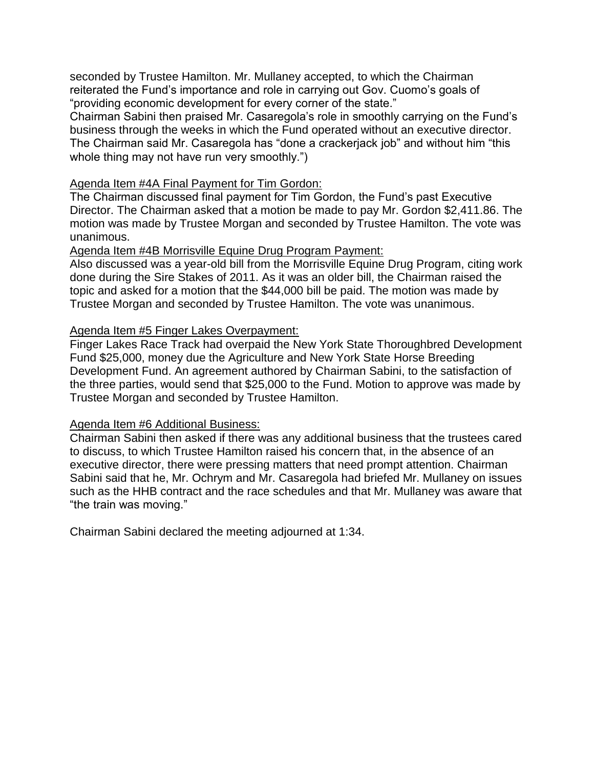seconded by Trustee Hamilton. Mr. Mullaney accepted, to which the Chairman reiterated the Fund's importance and role in carrying out Gov. Cuomo's goals of "providing economic development for every corner of the state."
Chairman Sabini then praised Mr. Casaregola's role in smoothly carrying on the Fund's business through the weeks in which the Fund operated without an executive director. The Chairman said Mr. Casaregola has "done a crackerjack job" and without him "this whole thing may not have run very smoothly.")

<u>Agenda Item #4A Final Payment for Tim Gordon:</u>
The Chairman discussed final payment for Tim Gordon, the Fund's past Executive Director. The Chairman asked that a motion be made to pay Mr. Gordon $2,411.86. The motion was made by Trustee Morgan and seconded by Trustee Hamilton. The vote was unanimous.

<u>Agenda Item #4B Morrisville Equine Drug Program Payment:</u>
Also discussed was a year-old bill from the Morrisville Equine Drug Program, citing work done during the Sire Stakes of 2011. As it was an older bill, the Chairman raised the topic and asked for a motion that the $44,000 bill be paid. The motion was made by Trustee Morgan and seconded by Trustee Hamilton. The vote was unanimous.

<u>Agenda Item #5 Finger Lakes Overpayment:</u>
Finger Lakes Race Track had overpaid the New York State Thoroughbred Development Fund $25,000, money due the Agriculture and New York State Horse Breeding Development Fund. An agreement authored by Chairman Sabini, to the satisfaction of the three parties, would send that $25,000 to the Fund. Motion to approve was made by Trustee Morgan and seconded by Trustee Hamilton.

<u>Agenda Item #6 Additional Business:</u>
Chairman Sabini then asked if there was any additional business that the trustees cared to discuss, to which Trustee Hamilton raised his concern that, in the absence of an executive director, there were pressing matters that need prompt attention. Chairman Sabini said that he, Mr. Ochrym and Mr. Casaregola had briefed Mr. Mullaney on issues such as the HHB contract and the race schedules and that Mr. Mullaney was aware that "the train was moving."

Chairman Sabini declared the meeting adjourned at 1:34.